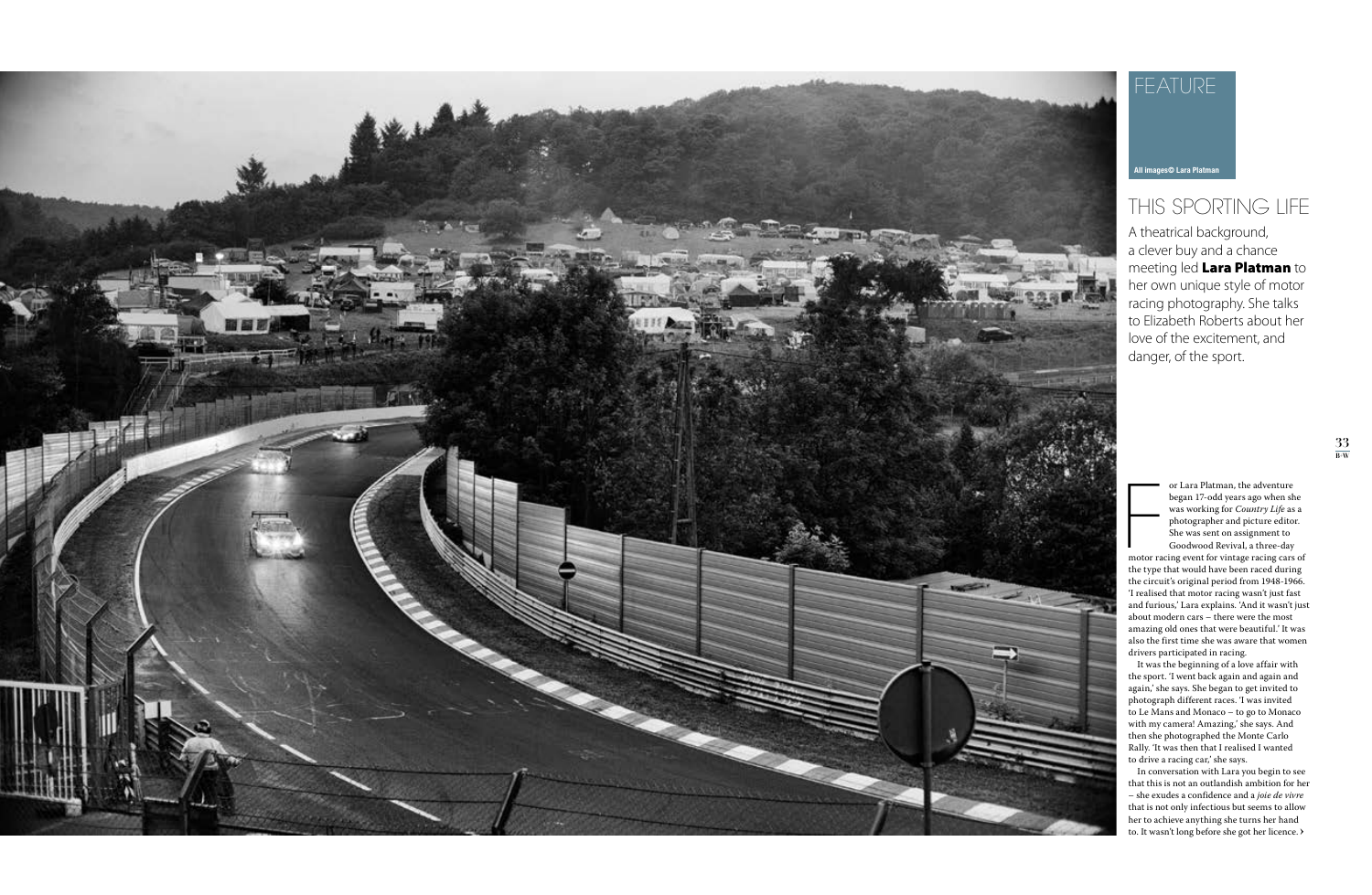FEATURE

All images© Lara Platman

# THIS SPORTING LIFE

A theatrical background, a clever buy and a chance meeting led **Lara Platman** to her own unique style of motor racing photography. She talks to Elizabeth Roberts about her love of the excitement, and danger, of the sport.

For Lara Platman, the adventure began 17-odd years ago when she was working for *Country Life* as a photographer and picture editor. She was sent on assignment to Goodwood Revival, a three-day motor racing event for vintage racing cars of the type that would have been raced during the circuit's original period from 1948-1966. 'I realised that motor racing wasn't just fast and furious,' Lara explains. 'And it wasn't just about modern cars – there were the most amazing old ones that were beautiful.' It was also the first time she was aware that women drivers participated in racing.

It was the beginning of a love affair with the sport. 'I went back again and again and again,' she says. She began to get invited to photograph different races. 'I was invited to Le Mans and Monaco – to go to Monaco with my camera! Amazing,' she says. And then she photographed the Monte Carlo Rally. 'It was then that I realised I wanted to drive a racing car,' she says.

In conversation with Lara you begin to see that this is not an outlandish ambition for her – she exudes a confidence and a *joie de vivre* that is not only infectious but seems to allow her to achieve anything she turns her hand to. It wasn't long before she got her licence. ›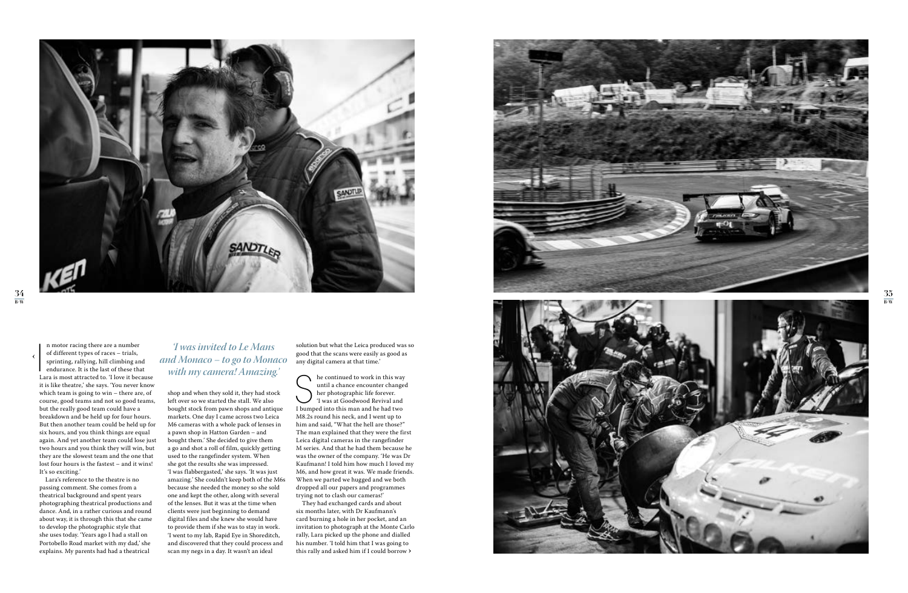In motor racing there are a number of different types of races – trials, sprinting, rallying, hill climbing and endurance. It is the last of these that Lara is most attracted to. 'I love it because it is like theatre,' she says. 'You never know which team is going to win – there are, of course, good teams and not so good teams, but the really good team could have a breakdown and be held up for four hours. But then another team could be held up for six hours, and you think things are equal again. And yet another team could lose just two hours and you think they will win, but they are the slowest team and the one that lost four hours is the fastest – and it wins! It's so exciting.'

Lara's reference to the theatre is no passing comment. She comes from a theatrical background and spent years photographing theatrical productions and dance. And, in a rather curious and round about way, it is through this that she came to develop the photographic style that she uses today. 'Years ago I had a stall on Portobello Road market with my dad,' she explains. My parents had had a theatrical shop and when they sold it, they had stock left over so we started the stall. We also bought stock from pawn shops and antique markets. One day I came across two Leica M6 cameras with a whole pack of lenses in a pawn shop in Hatton Garden – and bought them.' She decided to give them a go and shot a roll of film, quickly getting used to the rangefinder system. When she got the results she was impressed. 'I was flabbergasted,' she says. 'It was just amazing.' She couldn't keep both of the M6s because she needed the money so she sold one and kept the other, along with several of the lenses. But it was at the time when clients were just beginning to demand digital files and she knew she would have to provide them if she was to stay in work. 'I went to my lab, Rapid Eye in Shoreditch, and discovered that they could process and scan my negs in a day. It wasn't an ideal solution but what the Leica produced was so good that the scans were easily as good as any digital camera at that time.'

*'I was invited to Le Mans and Monaco – to go to Monaco with my camera! Amazing.'*

She continued to work in this way until a chance encounter changed her photographic life forever. 'I was at Goodwood Revival and I bumped into this man and he had two M8.2s round his neck, and I went up to him and said, "What the hell are those?" The man explained that they were the first Leica digital cameras in the rangefinder M series. And that he had them because he was the owner of the company. 'He was Dr Kaufmann! I told him how much I loved my M6, and how great it was. We made friends. When we parted we hugged and we both dropped all our papers and programmes trying not to clash our cameras!'

They had exchanged cards and about six months later, with Dr Kaufmann's card burning a hole in her pocket, and an invitation to photograph at the Monte Carlo rally, Lara picked up the phone and dialled his number. 'I told him that I was going to this rally and asked him if I could borrow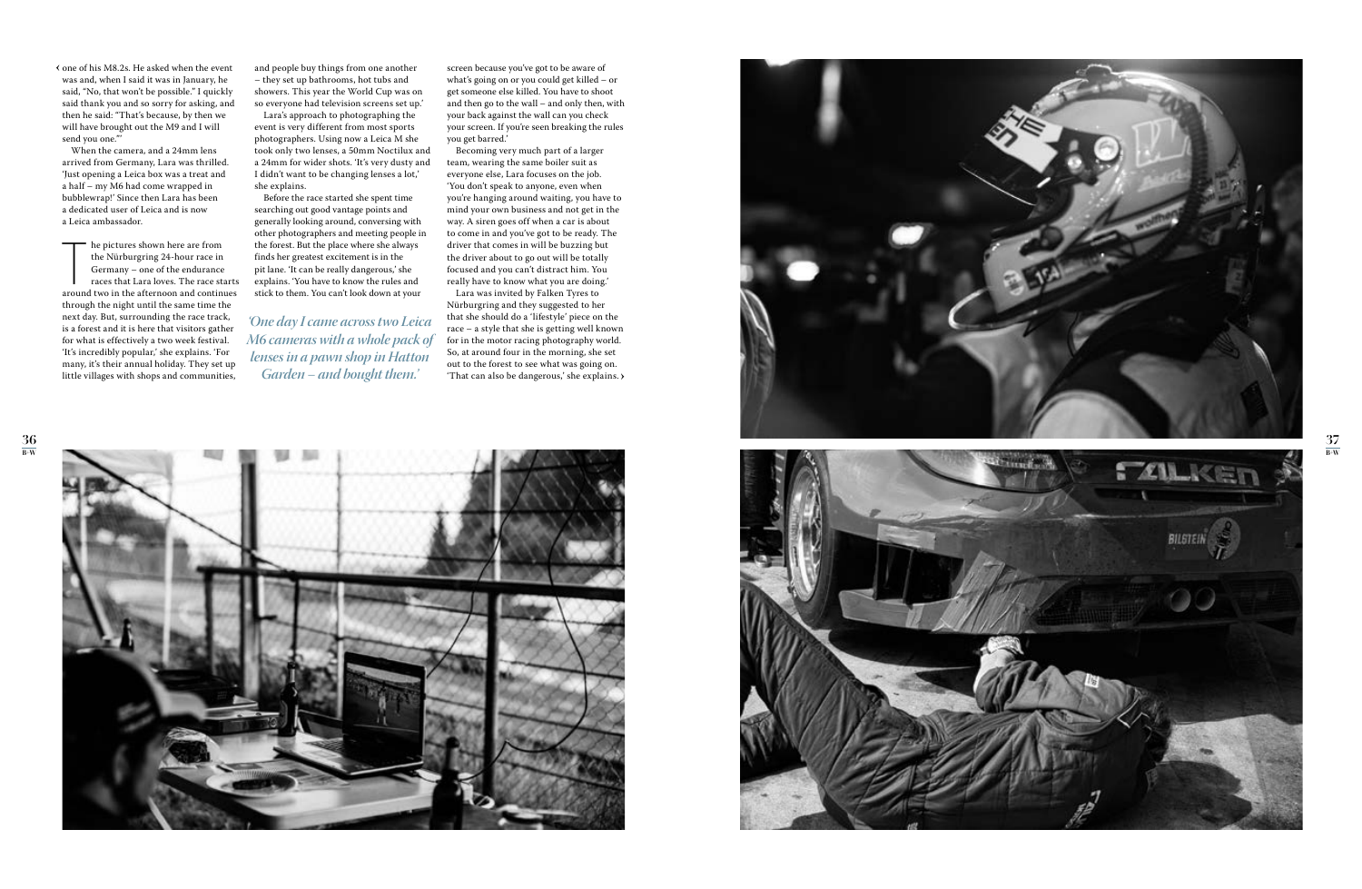one of his M8.2s. He asked when the event was and, when I said it was in January, he said, "No, that won't be possible." I quickly said thank you and so sorry for asking, and then he said: "That's because, by then we will have brought out the M9 and I will send you one."'

When the camera, and a 24mm lens arrived from Germany, Lara was thrilled. 'Just opening a Leica box was a treat and a half – my M6 had come wrapped in bubblewrap!' Since then Lara has been a dedicated user of Leica and is now a Leica ambassador.

The pictures shown here are from the Nürburgring 24-hour race in Germany – one of the endurance races that Lara loves. The race starts around two in the afternoon and continues through the night until the same time the next day. But, surrounding the race track, is a forest and it is here that visitors gather for what is effectively a two week festival. 'It's incredibly popular,' she explains. 'For many, it's their annual holiday. They set up little villages with shops and communities, and people buy things from one another – they set up bathrooms, hot tubs and showers. This year the World Cup was on so everyone had television screens set up.'

Lara's approach to photographing the event is very different from most sports photographers. Using now a Leica M she took only two lenses, a 50mm Noctilux and a 24mm for wider shots. 'It's very dusty and I didn't want to be changing lenses a lot,' she explains.

Before the race started she spent time searching out good vantage points and generally looking around, conversing with other photographers and meeting people in the forest. But the place where she always finds her greatest excitement is in the pit lane. 'It can be really dangerous,' she explains. 'You have to know the rules and stick to them. You can't look down at your screen because you've got to be aware of what's going on or you could get killed – or get someone else killed. You have to shoot and then go to the wall – and only then, with your back against the wall can you check your screen. If you're seen breaking the rules you get barred.'

*'One day I came across two Leica M6 cameras with a whole pack of lenses in a pawn shop in Hatton Garden – and bought them.'*

Becoming very much part of a larger team, wearing the same boiler suit as everyone else, Lara focuses on the job. 'You don't speak to anyone, even when you're hanging around waiting, you have to mind your own business and not get in the way. A siren goes off when a car is about to come in and you've got to be ready. The driver that comes in will be buzzing but the driver about to go out will be totally focused and you can't distract him. You really have to know what you are doing.'

Lara was invited by Falken Tyres to Nürburgring and they suggested to her that she should do a 'lifestyle' piece on the race – a style that she is getting well known for in the motor racing photography world. So, at around four in the morning, she set out to the forest to see what was going on. 'That can also be dangerous,' she explains.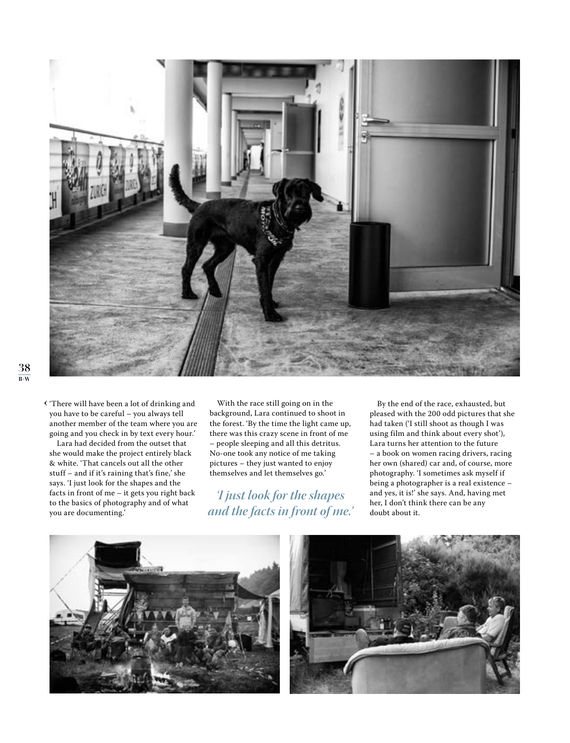'There will have been a lot of drinking and you have to be careful – you always tell another member of the team where you are going and you check in by text every hour.'

Lara had decided from the outset that she would make the project entirely black & white. 'That cancels out all the other stuff – and if it's raining that's fine,' she says. 'I just look for the shapes and the facts in front of me – it gets you right back to the basics of photography and of what you are documenting.'

With the race still going on in the background, Lara continued to shoot in the forest. 'By the time the light came up, there was this crazy scene in front of me – people sleeping and all this detritus. No-one took any notice of me taking pictures – they just wanted to enjoy themselves and let themselves go.'

*'I just look for the shapes and the facts in front of me.'*

By the end of the race, exhausted, but pleased with the 200 odd pictures that she had taken ('I still shoot as though I was using film and think about every shot'), Lara turns her attention to the future – a book on women racing drivers, racing her own (shared) car and, of course, more photography. 'I sometimes ask myself if being a photographer is a real existence – and yes, it is!' she says. And, having met her, I don't think there can be any doubt about it.